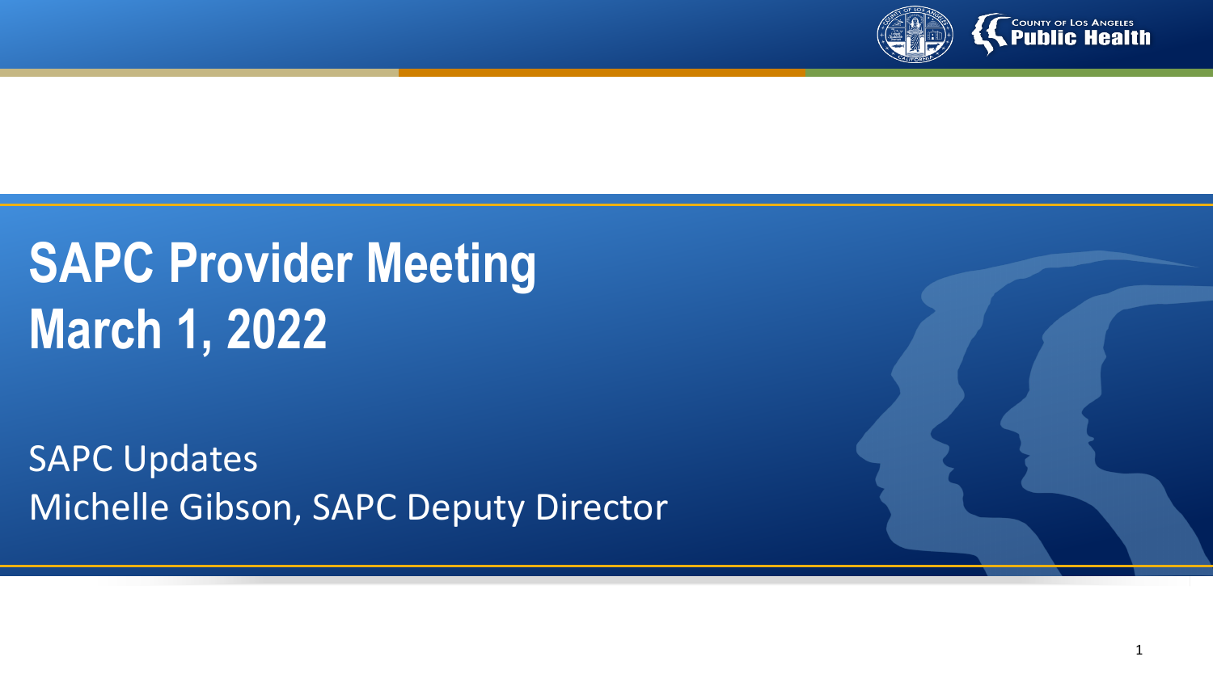# SAPC Provider Meeting
# March 1, 2022

SAPC Updates

Michelle Gibson, SAPC Deputy Director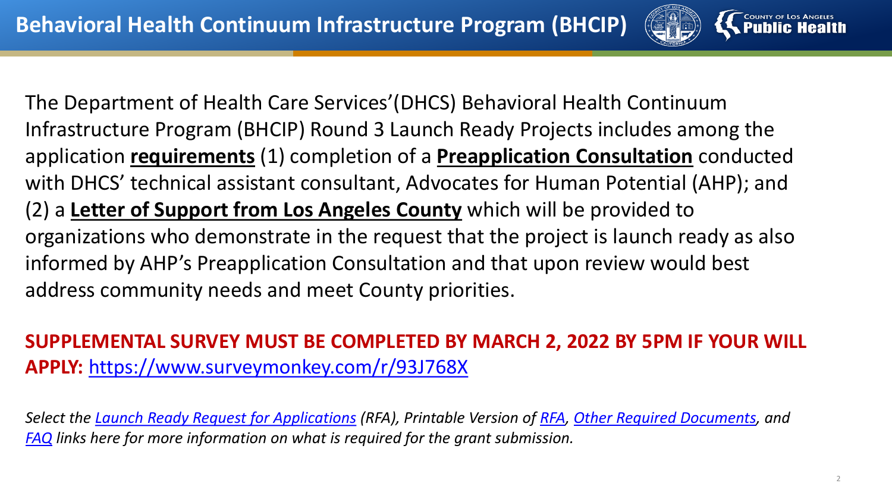# Behavioral Health Continuum Infrastructure Program (BHCIP)

The Department of Health Care Services'(DHCS) Behavioral Health Continuum Infrastructure Program (BHCIP) Round 3 Launch Ready Projects includes among the application **requirements** (1) completion of a **Preapplication Consultation** conducted with DHCS' technical assistant consultant, Advocates for Human Potential (AHP); and (2) a **Letter of Support from Los Angeles County** which will be provided to organizations who demonstrate in the request that the project is launch ready as also informed by AHP's Preapplication Consultation and that upon review would best address community needs and meet County priorities.

**SUPPLEMENTAL SURVEY MUST BE COMPLETED BY MARCH 2, 2022 BY 5PM IF YOUR WILL APPLY:** https://www.surveymonkey.com/r/93J768X

*Select the Launch Ready Request for Applications (RFA), Printable Version of RFA, Other Required Documents, and FAQ links here for more information on what is required for the grant submission.*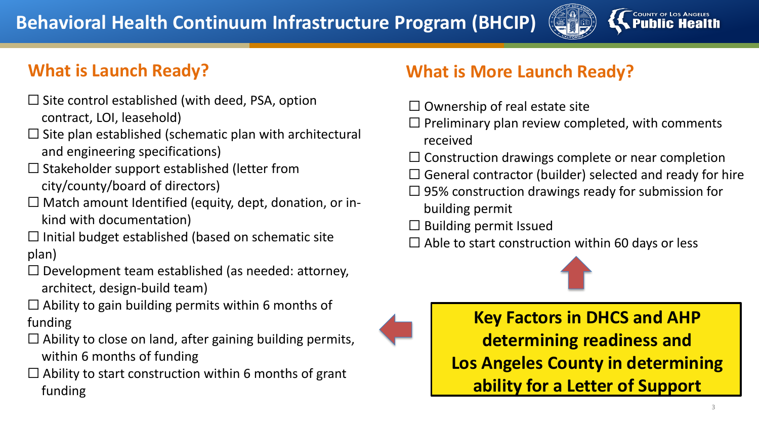# Behavioral Health Continuum Infrastructure Program (BHCIP)

## What is Launch Ready?

- ☐ Site control established (with deed, PSA, option contract, LOI, leasehold)
- ☐ Site plan established (schematic plan with architectural and engineering specifications)
- ☐ Stakeholder support established (letter from city/county/board of directors)
- ☐ Match amount Identified (equity, dept, donation, or in-kind with documentation)
- ☐ Initial budget established (based on schematic site plan)
- ☐ Development team established (as needed: attorney, architect, design-build team)
- ☐ Ability to gain building permits within 6 months of funding
- ☐ Ability to close on land, after gaining building permits, within 6 months of funding
- ☐ Ability to start construction within 6 months of grant funding

## What is More Launch Ready?

- ☐ Ownership of real estate site
- ☐ Preliminary plan review completed, with comments received
- ☐ Construction drawings complete or near completion
- ☐ General contractor (builder) selected and ready for hire
- ☐ 95% construction drawings ready for submission for building permit
- ☐ Building permit Issued
- ☐ Able to start construction within 60 days or less

**Key Factors in DHCS and AHP determining readiness and Los Angeles County in determining ability for a Letter of Support**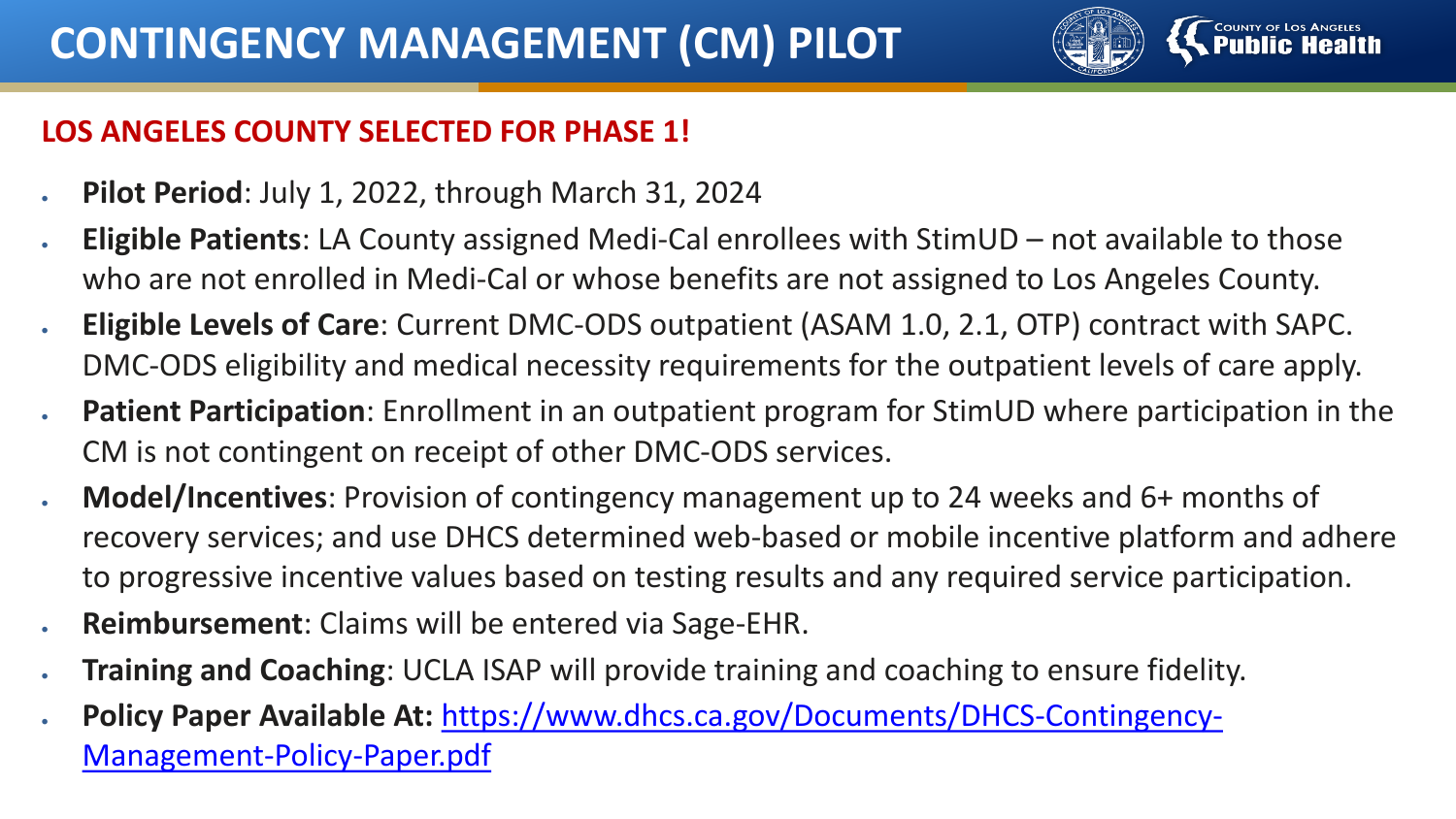# CONTINGENCY MANAGEMENT (CM) PILOT

## LOS ANGELES COUNTY SELECTED FOR PHASE 1!

- **Pilot Period**: July 1, 2022, through March 31, 2024
- **Eligible Patients**: LA County assigned Medi-Cal enrollees with StimUD – not available to those who are not enrolled in Medi-Cal or whose benefits are not assigned to Los Angeles County.
- **Eligible Levels of Care**: Current DMC-ODS outpatient (ASAM 1.0, 2.1, OTP) contract with SAPC. DMC-ODS eligibility and medical necessity requirements for the outpatient levels of care apply.
- **Patient Participation**: Enrollment in an outpatient program for StimUD where participation in the CM is not contingent on receipt of other DMC-ODS services.
- **Model/Incentives**: Provision of contingency management up to 24 weeks and 6+ months of recovery services; and use DHCS determined web-based or mobile incentive platform and adhere to progressive incentive values based on testing results and any required service participation.
- **Reimbursement**: Claims will be entered via Sage-EHR.
- **Training and Coaching**: UCLA ISAP will provide training and coaching to ensure fidelity.
- **Policy Paper Available At:** [https://www.dhcs.ca.gov/Documents/DHCS-Contingency-Management-Policy-Paper.pdf](https://www.dhcs.ca.gov/Documents/DHCS-Contingency-Management-Policy-Paper.pdf)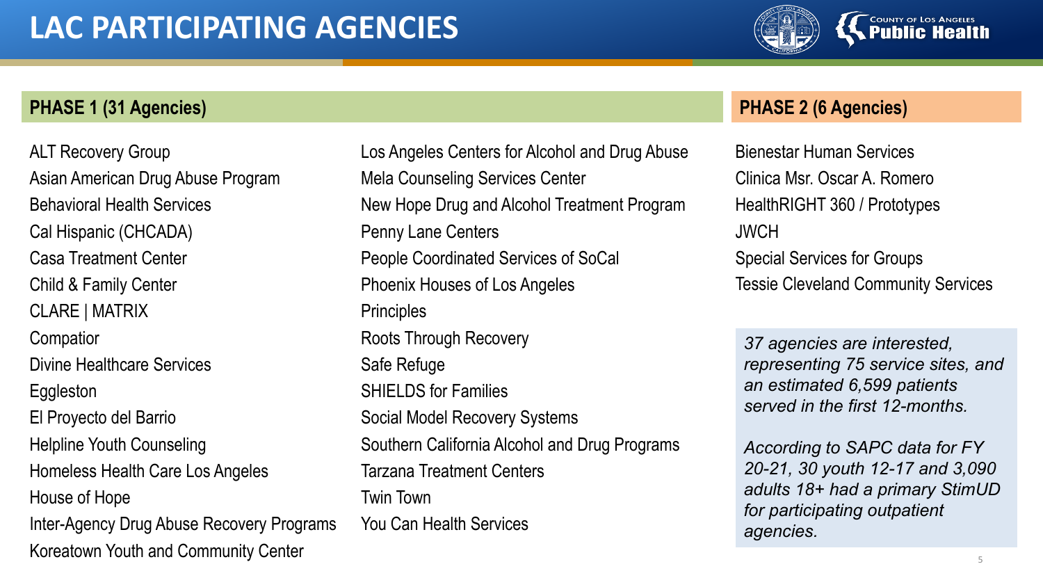# LAC PARTICIPATING AGENCIES

## PHASE 1 (31 Agencies)

- ALT Recovery Group
- Asian American Drug Abuse Program
- Behavioral Health Services
- Cal Hispanic (CHCADA)
- Casa Treatment Center
- Child & Family Center
- CLARE | MATRIX
- Compatior
- Divine Healthcare Services
- Eggleston
- El Proyecto del Barrio
- Helpline Youth Counseling
- Homeless Health Care Los Angeles
- House of Hope
- Inter-Agency Drug Abuse Recovery Programs
- Koreatown Youth and Community Center
- Los Angeles Centers for Alcohol and Drug Abuse
- Mela Counseling Services Center
- New Hope Drug and Alcohol Treatment Program
- Penny Lane Centers
- People Coordinated Services of SoCal
- Phoenix Houses of Los Angeles
- Principles
- Roots Through Recovery
- Safe Refuge
- SHIELDS for Families
- Social Model Recovery Systems
- Southern California Alcohol and Drug Programs
- Tarzana Treatment Centers
- Twin Town
- You Can Health Services

## PHASE 2 (6 Agencies)

- Bienestar Human Services
- Clinica Msr. Oscar A. Romero
- HealthRIGHT 360 / Prototypes
- JWCH
- Special Services for Groups
- Tessie Cleveland Community Services

*37 agencies are interested, representing 75 service sites, and an estimated 6,599 patients served in the first 12-months.*

*According to SAPC data for FY 20-21, 30 youth 12-17 and 3,090 adults 18+ had a primary StimUD for participating outpatient agencies.*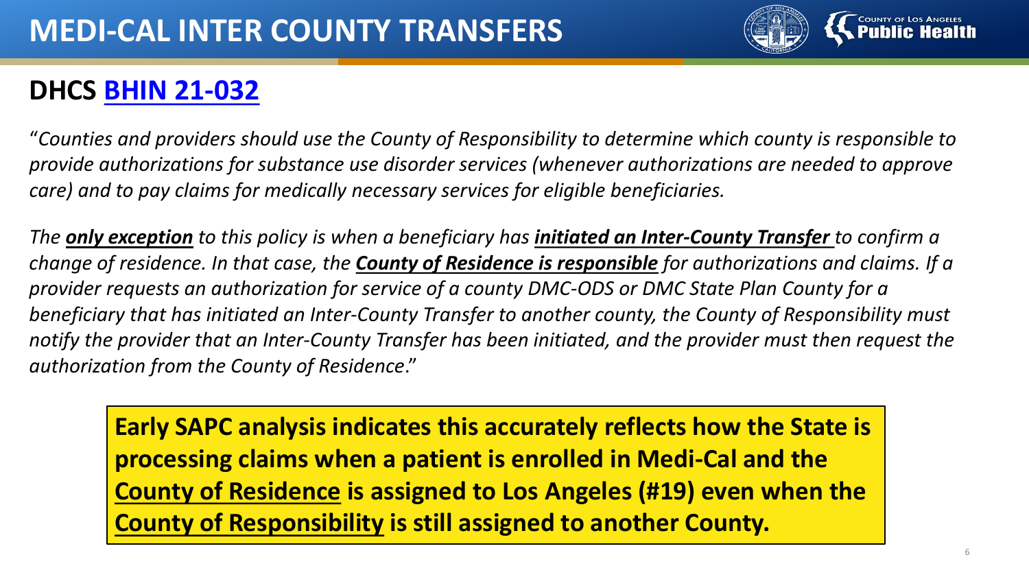# MEDI-CAL INTER COUNTY TRANSFERS

## DHCS BHIN 21-032

"*Counties and providers should use the County of Responsibility to determine which county is responsible to provide authorizations for substance use disorder services (whenever authorizations are needed to approve care) and to pay claims for medically necessary services for eligible beneficiaries.*

*The **only exception** to this policy is when a beneficiary has **initiated an Inter-County Transfer** to confirm a change of residence. In that case, the **County of Residence is responsible** for authorizations and claims. If a provider requests an authorization for service of a county DMC-ODS or DMC State Plan County for a beneficiary that has initiated an Inter-County Transfer to another county, the County of Responsibility must notify the provider that an Inter-County Transfer has been initiated, and the provider must then request the authorization from the County of Residence*."

**Early SAPC analysis indicates this accurately reflects how the State is processing claims when a patient is enrolled in Medi-Cal and the County of Residence is assigned to Los Angeles (#19) even when the County of Responsibility is still assigned to another County.**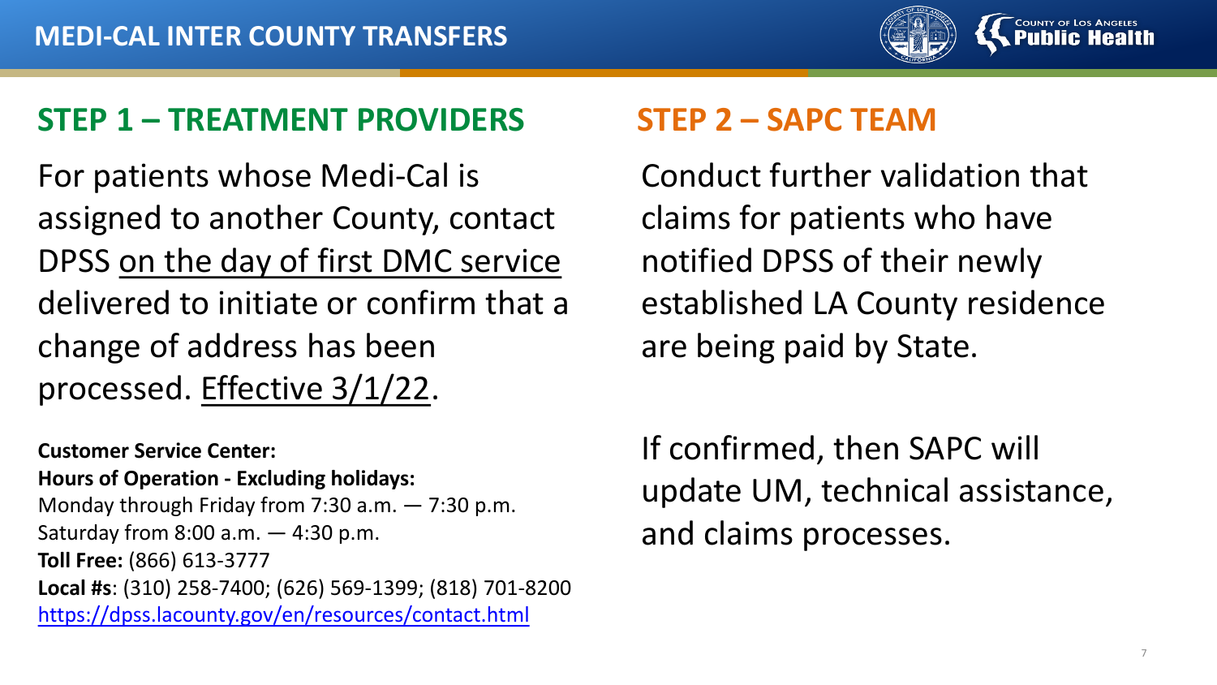# MEDI-CAL INTER COUNTY TRANSFERS

## STEP 1 – TREATMENT PROVIDERS

For patients whose Medi-Cal is assigned to another County, contact DPSS on the day of first DMC service delivered to initiate or confirm that a change of address has been processed. Effective 3/1/22.

**Customer Service Center:**
**Hours of Operation - Excluding holidays:**
Monday through Friday from 7:30 a.m. — 7:30 p.m.
Saturday from 8:00 a.m. — 4:30 p.m.
**Toll Free:** (866) 613-3777
**Local #s**: (310) 258-7400; (626) 569-1399; (818) 701-8200
https://dpss.lacounty.gov/en/resources/contact.html

## STEP 2 – SAPC TEAM

Conduct further validation that claims for patients who have notified DPSS of their newly established LA County residence are being paid by State.

If confirmed, then SAPC will update UM, technical assistance, and claims processes.